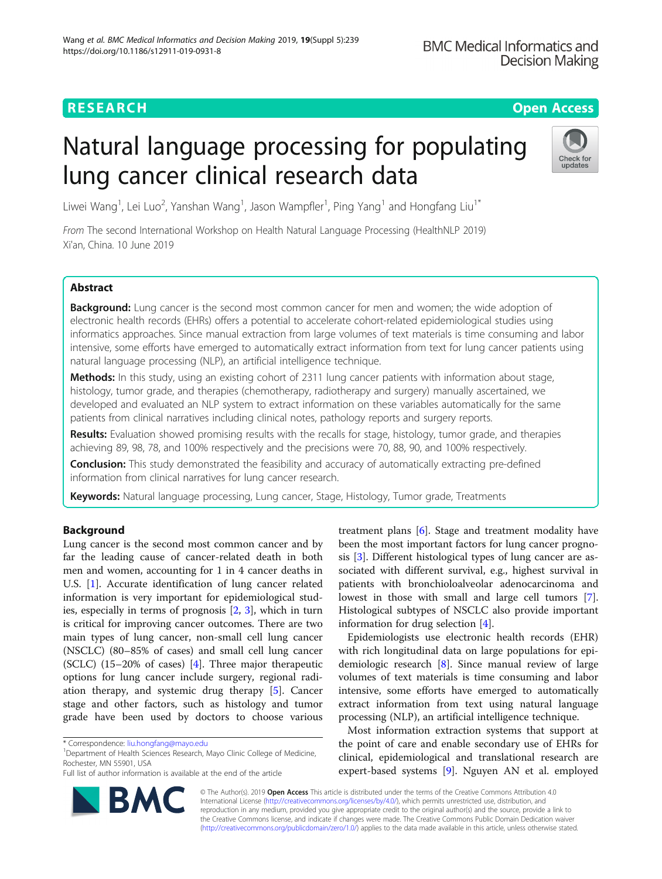**RESEARCH** **Open Access**

# Natural language processing for populating lung cancer clinical research data

Liwei Wang[1], Lei Luo[2], Yanshan Wang[1], Jason Wampfler[1], Ping Yang[1] and Hongfang Liu[1*]

*From* The second International Workshop on Health Natural Language Processing (HealthNLP 2019)
Xi'an, China. 10 June 2019

## Abstract

**Background:** Lung cancer is the second most common cancer for men and women; the wide adoption of electronic health records (EHRs) offers a potential to accelerate cohort-related epidemiological studies using informatics approaches. Since manual extraction from large volumes of text materials is time consuming and labor intensive, some efforts have emerged to automatically extract information from text for lung cancer patients using natural language processing (NLP), an artificial intelligence technique.

**Methods:** In this study, using an existing cohort of 2311 lung cancer patients with information about stage, histology, tumor grade, and therapies (chemotherapy, radiotherapy and surgery) manually ascertained, we developed and evaluated an NLP system to extract information on these variables automatically for the same patients from clinical narratives including clinical notes, pathology reports and surgery reports.

**Results:** Evaluation showed promising results with the recalls for stage, histology, tumor grade, and therapies achieving 89, 98, 78, and 100% respectively and the precisions were 70, 88, 90, and 100% respectively.

**Conclusion:** This study demonstrated the feasibility and accuracy of automatically extracting pre-defined information from clinical narratives for lung cancer research.

**Keywords:** Natural language processing, Lung cancer, Stage, Histology, Tumor grade, Treatments

## Background

Lung cancer is the second most common cancer and by far the leading cause of cancer-related death in both men and women, accounting for 1 in 4 cancer deaths in U.S. [1]. Accurate identification of lung cancer related information is very important for epidemiological studies, especially in terms of prognosis [2, 3], which in turn is critical for improving cancer outcomes. There are two main types of lung cancer, non-small cell lung cancer (NSCLC) (80–85% of cases) and small cell lung cancer (SCLC) (15–20% of cases) [4]. Three major therapeutic options for lung cancer include surgery, regional radiation therapy, and systemic drug therapy [5]. Cancer stage and other factors, such as histology and tumor grade have been used by doctors to choose various treatment plans [6]. Stage and treatment modality have been the most important factors for lung cancer prognosis [3]. Different histological types of lung cancer are associated with different survival, e.g., highest survival in patients with bronchioloalveolar adenocarcinoma and lowest in those with small and large cell tumors [7]. Histological subtypes of NSCLC also provide important information for drug selection [4].

Epidemiologists use electronic health records (EHR) with rich longitudinal data on large populations for epidemiologic research [8]. Since manual review of large volumes of text materials is time consuming and labor intensive, some efforts have emerged to automatically extract information from text using natural language processing (NLP), an artificial intelligence technique.

Most information extraction systems that support at the point of care and enable secondary use of EHRs for clinical, epidemiological and translational research are expert-based systems [9]. Nguyen AN et al. employed

\* Correspondence: liu.hongfang@mayo.edu
[1]Department of Health Sciences Research, Mayo Clinic College of Medicine, Rochester, MN 55901, USA
Full list of author information is available at the end of the article

© The Author(s). 2019 **Open Access** This article is distributed under the terms of the Creative Commons Attribution 4.0 International License (http://creativecommons.org/licenses/by/4.0/), which permits unrestricted use, distribution, and reproduction in any medium, provided you give appropriate credit to the original author(s) and the source, provide a link to the Creative Commons license, and indicate if changes were made. The Creative Commons Public Domain Dedication waiver (http://creativecommons.org/publicdomain/zero/1.0/) applies to the data made available in this article, unless otherwise stated.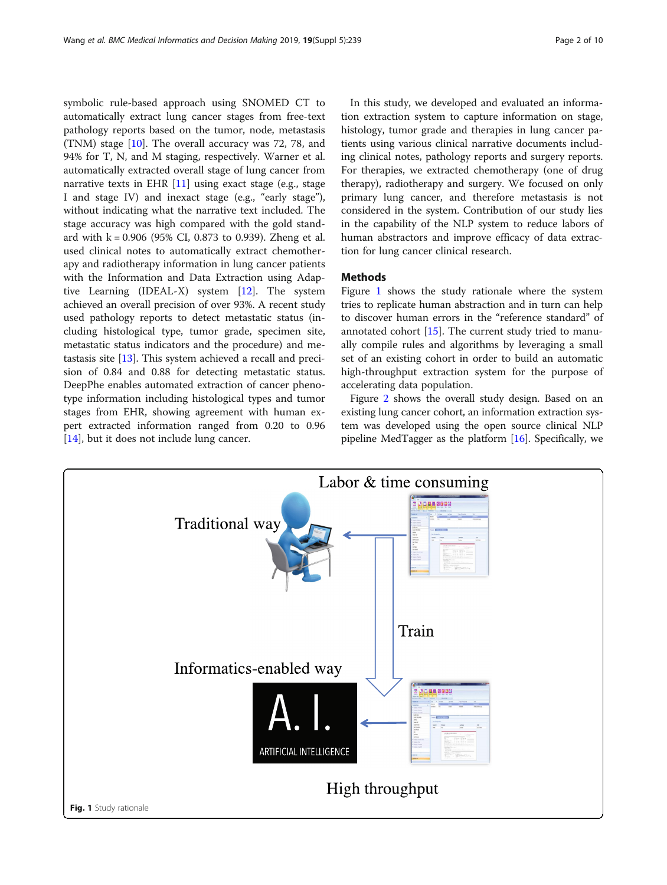symbolic rule-based approach using SNOMED CT to automatically extract lung cancer stages from free-text pathology reports based on the tumor, node, metastasis (TNM) stage [10]. The overall accuracy was 72, 78, and 94% for T, N, and M staging, respectively. Warner et al. automatically extracted overall stage of lung cancer from narrative texts in EHR [11] using exact stage (e.g., stage I and stage IV) and inexact stage (e.g., "early stage"), without indicating what the narrative text included. The stage accuracy was high compared with the gold standard with k = 0.906 (95% CI, 0.873 to 0.939). Zheng et al. used clinical notes to automatically extract chemotherapy and radiotherapy information in lung cancer patients with the Information and Data Extraction using Adaptive Learning (IDEAL-X) system [12]. The system achieved an overall precision of over 93%. A recent study used pathology reports to detect metastatic status (including histological type, tumor grade, specimen site, metastatic status indicators and the procedure) and metastasis site [13]. This system achieved a recall and precision of 0.84 and 0.88 for detecting metastatic status. DeepPhe enables automated extraction of cancer phenotype information including histological types and tumor stages from EHR, showing agreement with human expert extracted information ranged from 0.20 to 0.96 [14], but it does not include lung cancer.

In this study, we developed and evaluated an information extraction system to capture information on stage, histology, tumor grade and therapies in lung cancer patients using various clinical narrative documents including clinical notes, pathology reports and surgery reports. For therapies, we extracted chemotherapy (one of drug therapy), radiotherapy and surgery. We focused on only primary lung cancer, and therefore metastasis is not considered in the system. Contribution of our study lies in the capability of the NLP system to reduce labors of human abstractors and improve efficacy of data extraction for lung cancer clinical research.

## Methods

Figure 1 shows the study rationale where the system tries to replicate human abstraction and in turn can help to discover human errors in the "reference standard" of annotated cohort [15]. The current study tried to manually compile rules and algorithms by leveraging a small set of an existing cohort in order to build an automatic high-throughput extraction system for the purpose of accelerating data population.

Figure 2 shows the overall study design. Based on an existing lung cancer cohort, an information extraction system was developed using the open source clinical NLP pipeline MedTagger as the platform [16]. Specifically, we

**Fig. 1** Study rationale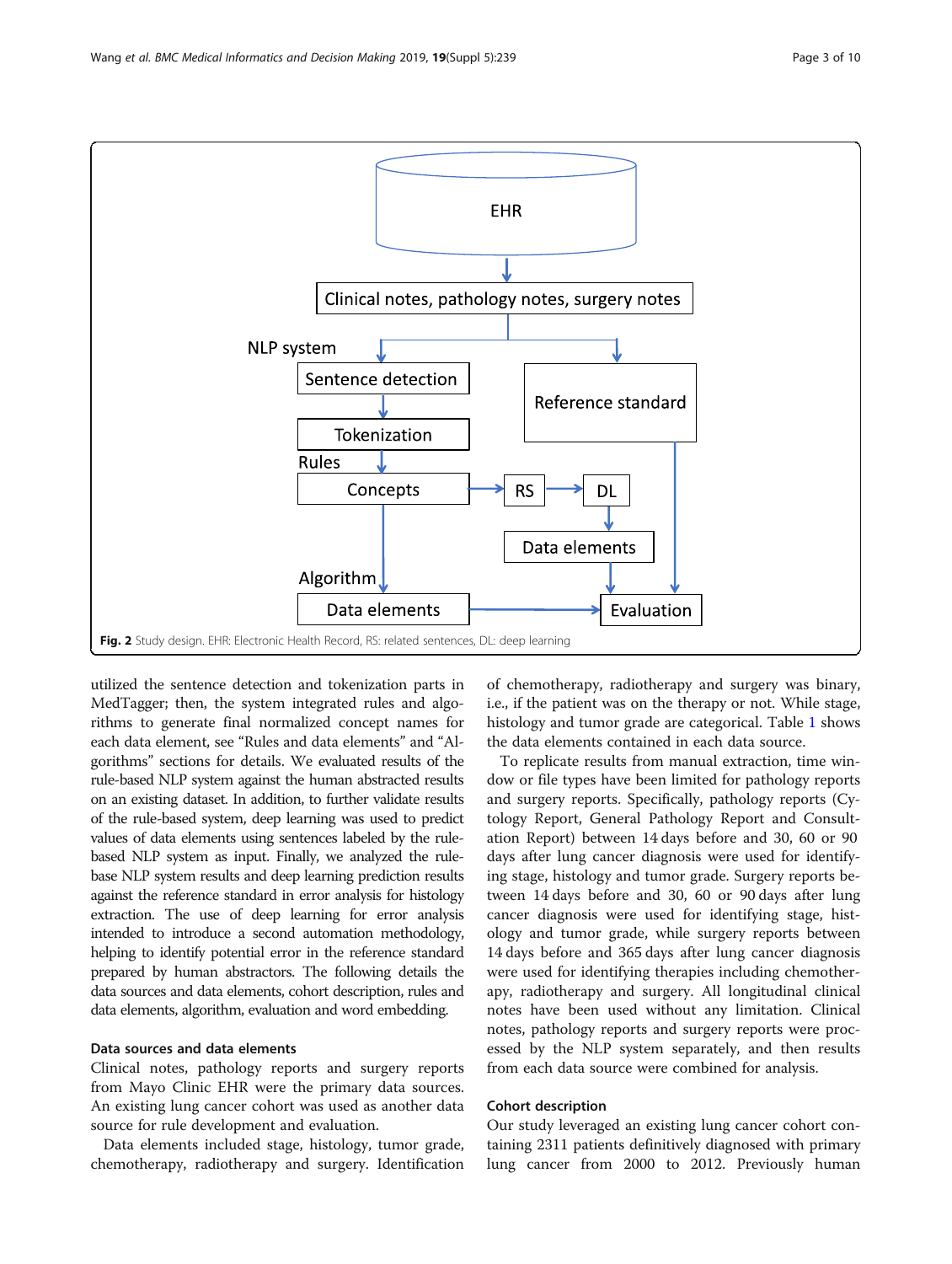Fig. 2 Study design. EHR: Electronic Health Record, RS: related sentences, DL: deep learning

utilized the sentence detection and tokenization parts in MedTagger; then, the system integrated rules and algorithms to generate final normalized concept names for each data element, see "Rules and data elements" and "Algorithms" sections for details. We evaluated results of the rule-based NLP system against the human abstracted results on an existing dataset. In addition, to further validate results of the rule-based system, deep learning was used to predict values of data elements using sentences labeled by the rule-based NLP system as input. Finally, we analyzed the rule-base NLP system results and deep learning prediction results against the reference standard in error analysis for histology extraction. The use of deep learning for error analysis intended to introduce a second automation methodology, helping to identify potential error in the reference standard prepared by human abstractors. The following details the data sources and data elements, cohort description, rules and data elements, algorithm, evaluation and word embedding.

### Data sources and data elements

Clinical notes, pathology reports and surgery reports from Mayo Clinic EHR were the primary data sources. An existing lung cancer cohort was used as another data source for rule development and evaluation.

Data elements included stage, histology, tumor grade, chemotherapy, radiotherapy and surgery. Identification of chemotherapy, radiotherapy and surgery was binary, i.e., if the patient was on the therapy or not. While stage, histology and tumor grade are categorical. Table 1 shows the data elements contained in each data source.

To replicate results from manual extraction, time window or file types have been limited for pathology reports and surgery reports. Specifically, pathology reports (Cytology Report, General Pathology Report and Consultation Report) between 14 days before and 30, 60 or 90 days after lung cancer diagnosis were used for identifying stage, histology and tumor grade. Surgery reports between 14 days before and 30, 60 or 90 days after lung cancer diagnosis were used for identifying stage, histology and tumor grade, while surgery reports between 14 days before and 365 days after lung cancer diagnosis were used for identifying therapies including chemotherapy, radiotherapy and surgery. All longitudinal clinical notes have been used without any limitation. Clinical notes, pathology reports and surgery reports were processed by the NLP system separately, and then results from each data source were combined for analysis.

### Cohort description

Our study leveraged an existing lung cancer cohort containing 2311 patients definitively diagnosed with primary lung cancer from 2000 to 2012. Previously human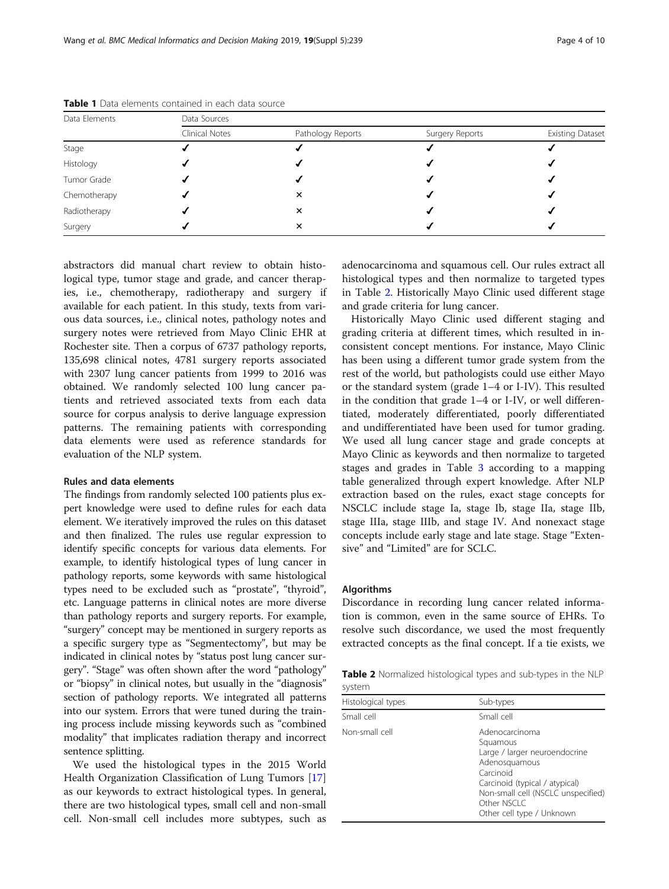**Table 1** Data elements contained in each data source

| Data Elements | Data Sources | | | |
|---|---|---|---|---|
| | Clinical Notes | Pathology Reports | Surgery Reports | Existing Dataset |
| Stage | ✓ | ✓ | ✓ | ✓ |
| Histology | ✓ | ✓ | ✓ | ✓ |
| Tumor Grade | ✓ | ✓ | ✓ | ✓ |
| Chemotherapy | ✓ | × | ✓ | ✓ |
| Radiotherapy | ✓ | × | ✓ | ✓ |
| Surgery | ✓ | × | ✓ | ✓ |

abstractors did manual chart review to obtain histological type, tumor stage and grade, and cancer therapies, i.e., chemotherapy, radiotherapy and surgery if available for each patient. In this study, texts from various data sources, i.e., clinical notes, pathology notes and surgery notes were retrieved from Mayo Clinic EHR at Rochester site. Then a corpus of 6737 pathology reports, 135,698 clinical notes, 4781 surgery reports associated with 2307 lung cancer patients from 1999 to 2016 was obtained. We randomly selected 100 lung cancer patients and retrieved associated texts from each data source for corpus analysis to derive language expression patterns. The remaining patients with corresponding data elements were used as reference standards for evaluation of the NLP system.

### Rules and data elements

The findings from randomly selected 100 patients plus expert knowledge were used to define rules for each data element. We iteratively improved the rules on this dataset and then finalized. The rules use regular expression to identify specific concepts for various data elements. For example, to identify histological types of lung cancer in pathology reports, some keywords with same histological types need to be excluded such as "prostate", "thyroid", etc. Language patterns in clinical notes are more diverse than pathology reports and surgery reports. For example, "surgery" concept may be mentioned in surgery reports as a specific surgery type as "Segmentectomy", but may be indicated in clinical notes by "status post lung cancer surgery". "Stage" was often shown after the word "pathology" or "biopsy" in clinical notes, but usually in the "diagnosis" section of pathology reports. We integrated all patterns into our system. Errors that were tuned during the training process include missing keywords such as "combined modality" that implicates radiation therapy and incorrect sentence splitting.

We used the histological types in the 2015 World Health Organization Classification of Lung Tumors [17] as our keywords to extract histological types. In general, there are two histological types, small cell and non-small cell. Non-small cell includes more subtypes, such as adenocarcinoma and squamous cell. Our rules extract all histological types and then normalize to targeted types in Table 2. Historically Mayo Clinic used different stage and grade criteria for lung cancer.

Historically Mayo Clinic used different staging and grading criteria at different times, which resulted in inconsistent concept mentions. For instance, Mayo Clinic has been using a different tumor grade system from the rest of the world, but pathologists could use either Mayo or the standard system (grade 1–4 or I-IV). This resulted in the condition that grade 1–4 or I-IV, or well differentiated, moderately differentiated, poorly differentiated and undifferentiated have been used for tumor grading. We used all lung cancer stage and grade concepts at Mayo Clinic as keywords and then normalize to targeted stages and grades in Table 3 according to a mapping table generalized through expert knowledge. After NLP extraction based on the rules, exact stage concepts for NSCLC include stage Ia, stage Ib, stage IIa, stage IIb, stage IIIa, stage IIIb, and stage IV. And nonexact stage concepts include early stage and late stage. Stage "Extensive" and "Limited" are for SCLC.

### Algorithms

Discordance in recording lung cancer related information is common, even in the same source of EHRs. To resolve such discordance, we used the most frequently extracted concepts as the final concept. If a tie exists, we

**Table 2** Normalized histological types and sub-types in the NLP system

| Histological types | Sub-types |
|---|---|
| Small cell | Small cell |
| Non-small cell | Adenocarcinoma<br>Squamous<br>Large / larger neuroendocrine<br>Adenosquamous<br>Carcinoid<br>Carcinoid (typical / atypical)<br>Non-small cell (NSCLC unspecified)<br>Other NSCLC<br>Other cell type / Unknown |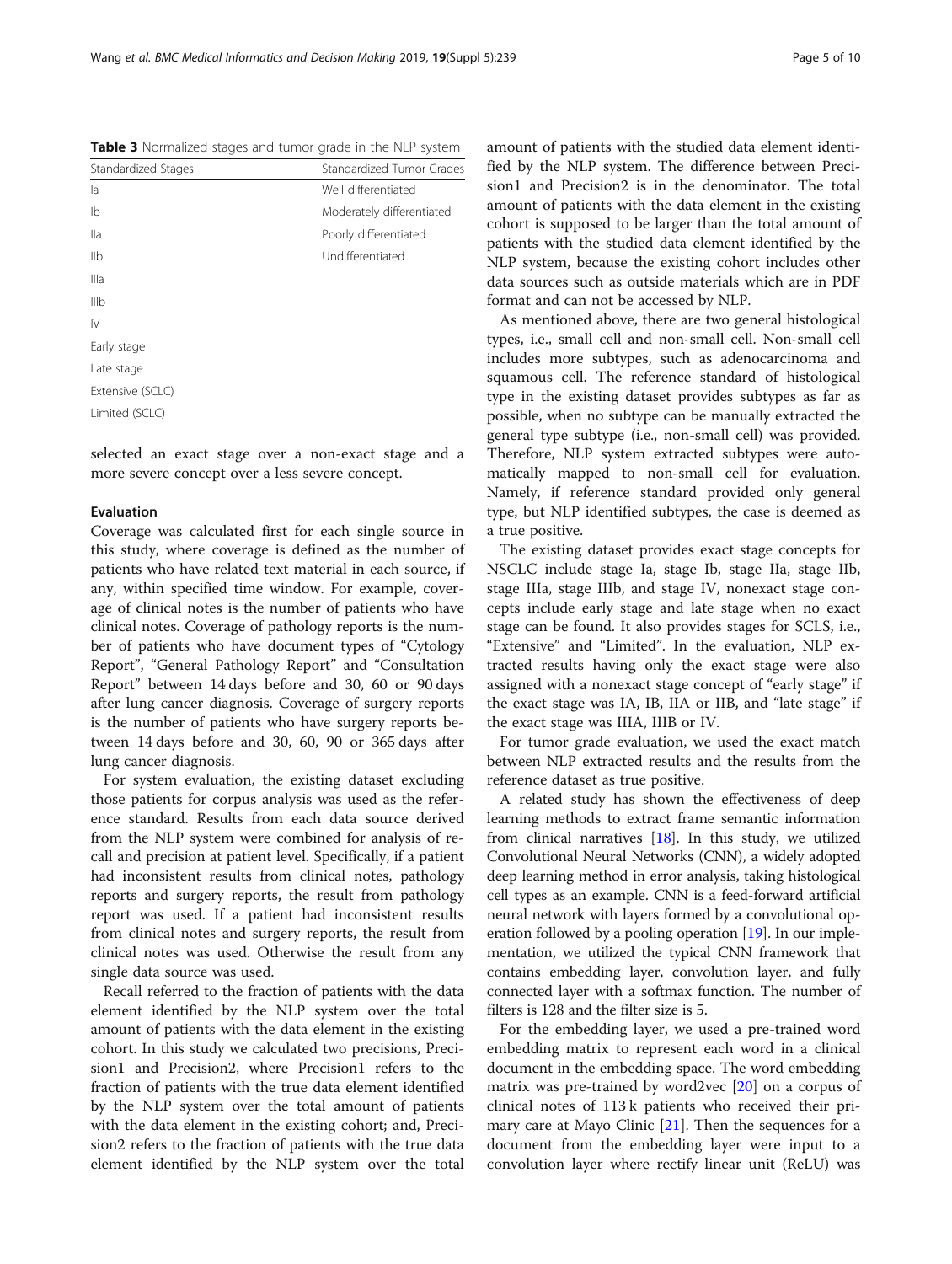**Table 3** Normalized stages and tumor grade in the NLP system

| Standardized Stages | Standardized Tumor Grades |
| --- | --- |
| Ia | Well differentiated |
| Ib | Moderately differentiated |
| IIa | Poorly differentiated |
| IIb | Undifferentiated |
| IIIa | |
| IIIb | |
| IV | |
| Early stage | |
| Late stage | |
| Extensive (SCLC) | |
| Limited (SCLC) | |

selected an exact stage over a non-exact stage and a more severe concept over a less severe concept.

### Evaluation

Coverage was calculated first for each single source in this study, where coverage is defined as the number of patients who have related text material in each source, if any, within specified time window. For example, coverage of clinical notes is the number of patients who have clinical notes. Coverage of pathology reports is the number of patients who have document types of "Cytology Report", "General Pathology Report" and "Consultation Report" between 14 days before and 30, 60 or 90 days after lung cancer diagnosis. Coverage of surgery reports is the number of patients who have surgery reports between 14 days before and 30, 60, 90 or 365 days after lung cancer diagnosis.

For system evaluation, the existing dataset excluding those patients for corpus analysis was used as the reference standard. Results from each data source derived from the NLP system were combined for analysis of recall and precision at patient level. Specifically, if a patient had inconsistent results from clinical notes, pathology reports and surgery reports, the result from pathology report was used. If a patient had inconsistent results from clinical notes and surgery reports, the result from clinical notes was used. Otherwise the result from any single data source was used.

Recall referred to the fraction of patients with the data element identified by the NLP system over the total amount of patients with the data element in the existing cohort. In this study we calculated two precisions, Precision1 and Precision2, where Precision1 refers to the fraction of patients with the true data element identified by the NLP system over the total amount of patients with the data element in the existing cohort; and, Precision2 refers to the fraction of patients with the true data element identified by the NLP system over the total amount of patients with the studied data element identified by the NLP system. The difference between Precision1 and Precision2 is in the denominator. The total amount of patients with the data element in the existing cohort is supposed to be larger than the total amount of patients with the studied data element identified by the NLP system, because the existing cohort includes other data sources such as outside materials which are in PDF format and can not be accessed by NLP.

As mentioned above, there are two general histological types, i.e., small cell and non-small cell. Non-small cell includes more subtypes, such as adenocarcinoma and squamous cell. The reference standard of histological type in the existing dataset provides subtypes as far as possible, when no subtype can be manually extracted the general type subtype (i.e., non-small cell) was provided. Therefore, NLP system extracted subtypes were automatically mapped to non-small cell for evaluation. Namely, if reference standard provided only general type, but NLP identified subtypes, the case is deemed as a true positive.

The existing dataset provides exact stage concepts for NSCLC include stage Ia, stage Ib, stage IIa, stage IIb, stage IIIa, stage IIIb, and stage IV, nonexact stage concepts include early stage and late stage when no exact stage can be found. It also provides stages for SCLS, i.e., "Extensive" and "Limited". In the evaluation, NLP extracted results having only the exact stage were also assigned with a nonexact stage concept of "early stage" if the exact stage was IA, IB, IIA or IIB, and "late stage" if the exact stage was IIIA, IIIB or IV.

For tumor grade evaluation, we used the exact match between NLP extracted results and the results from the reference dataset as true positive.

A related study has shown the effectiveness of deep learning methods to extract frame semantic information from clinical narratives [18]. In this study, we utilized Convolutional Neural Networks (CNN), a widely adopted deep learning method in error analysis, taking histological cell types as an example. CNN is a feed-forward artificial neural network with layers formed by a convolutional operation followed by a pooling operation [19]. In our implementation, we utilized the typical CNN framework that contains embedding layer, convolution layer, and fully connected layer with a softmax function. The number of filters is 128 and the filter size is 5.

For the embedding layer, we used a pre-trained word embedding matrix to represent each word in a clinical document in the embedding space. The word embedding matrix was pre-trained by word2vec [20] on a corpus of clinical notes of 113 k patients who received their primary care at Mayo Clinic [21]. Then the sequences for a document from the embedding layer were input to a convolution layer where rectify linear unit (ReLU) was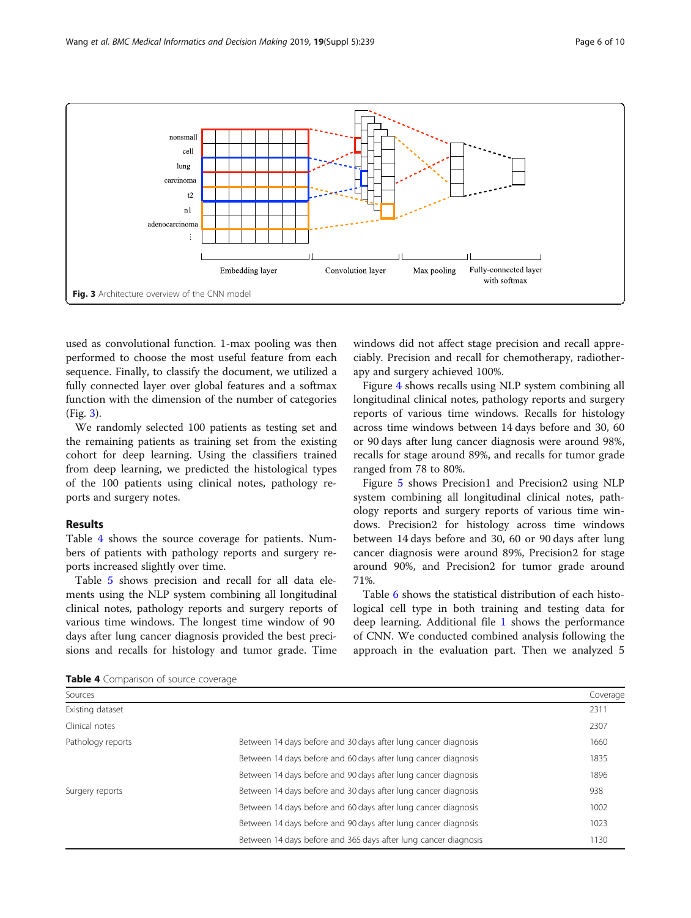Fig. 3 Architecture overview of the CNN model

used as convolutional function. 1-max pooling was then performed to choose the most useful feature from each sequence. Finally, to classify the document, we utilized a fully connected layer over global features and a softmax function with the dimension of the number of categories (Fig. 3).

We randomly selected 100 patients as testing set and the remaining patients as training set from the existing cohort for deep learning. Using the classifiers trained from deep learning, we predicted the histological types of the 100 patients using clinical notes, pathology reports and surgery notes.

## Results

Table 4 shows the source coverage for patients. Numbers of patients with pathology reports and surgery reports increased slightly over time.

Table 5 shows precision and recall for all data elements using the NLP system combining all longitudinal clinical notes, pathology reports and surgery reports of various time windows. The longest time window of 90 days after lung cancer diagnosis provided the best precisions and recalls for histology and tumor grade. Time windows did not affect stage precision and recall appreciably. Precision and recall for chemotherapy, radiotherapy and surgery achieved 100%.

Figure 4 shows recalls using NLP system combining all longitudinal clinical notes, pathology reports and surgery reports of various time windows. Recalls for histology across time windows between 14 days before and 30, 60 or 90 days after lung cancer diagnosis were around 98%, recalls for stage around 89%, and recalls for tumor grade ranged from 78 to 80%.

Figure 5 shows Precision1 and Precision2 using NLP system combining all longitudinal clinical notes, pathology reports and surgery reports of various time windows. Precision2 for histology across time windows between 14 days before and 30, 60 or 90 days after lung cancer diagnosis were around 89%, Precision2 for stage around 90%, and Precision2 for tumor grade around 71%.

Table 6 shows the statistical distribution of each histological cell type in both training and testing data for deep learning. Additional file 1 shows the performance of CNN. We conducted combined analysis following the approach in the evaluation part. Then we analyzed 5

**Table 4** Comparison of source coverage

| Sources | | Coverage |
|---|---|---|
| Existing dataset | | 2311 |
| Clinical notes | | 2307 |
| Pathology reports | Between 14 days before and 30 days after lung cancer diagnosis | 1660 |
| | Between 14 days before and 60 days after lung cancer diagnosis | 1835 |
| | Between 14 days before and 90 days after lung cancer diagnosis | 1896 |
| Surgery reports | Between 14 days before and 30 days after lung cancer diagnosis | 938 |
| | Between 14 days before and 60 days after lung cancer diagnosis | 1002 |
| | Between 14 days before and 90 days after lung cancer diagnosis | 1023 |
| | Between 14 days before and 365 days after lung cancer diagnosis | 1130 |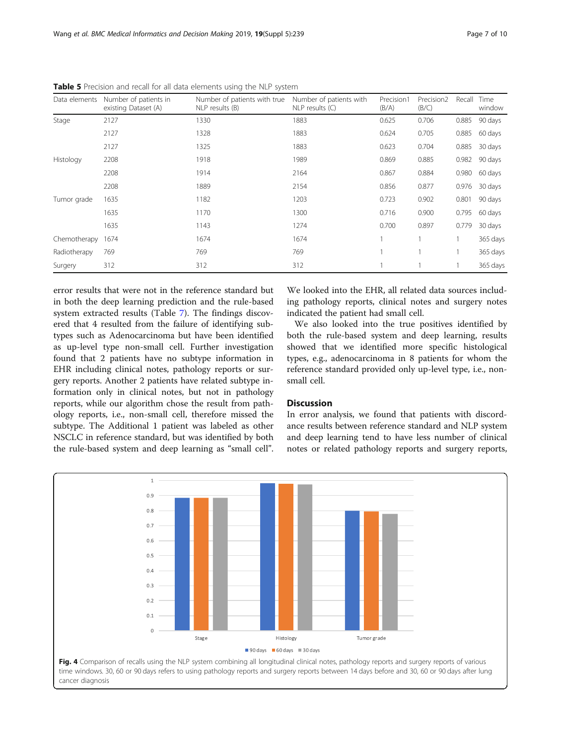**Table 5** Precision and recall for all data elements using the NLP system

| Data elements | Number of patients in existing Dataset (A) | Number of patients with true NLP results (B) | Number of patients with NLP results (C) | Precision1 (B/A) | Precision2 (B/C) | Recall | Time window |
|---|---|---|---|---|---|---|---|
| Stage | 2127 | 1330 | 1883 | 0.625 | 0.706 | 0.885 | 90 days |
| | 2127 | 1328 | 1883 | 0.624 | 0.705 | 0.885 | 60 days |
| | 2127 | 1325 | 1883 | 0.623 | 0.704 | 0.885 | 30 days |
| Histology | 2208 | 1918 | 1989 | 0.869 | 0.885 | 0.982 | 90 days |
| | 2208 | 1914 | 2164 | 0.867 | 0.884 | 0.980 | 60 days |
| | 2208 | 1889 | 2154 | 0.856 | 0.877 | 0.976 | 30 days |
| Tumor grade | 1635 | 1182 | 1203 | 0.723 | 0.902 | 0.801 | 90 days |
| | 1635 | 1170 | 1300 | 0.716 | 0.900 | 0.795 | 60 days |
| | 1635 | 1143 | 1274 | 0.700 | 0.897 | 0.779 | 30 days |
| Chemotherapy | 1674 | 1674 | 1674 | 1 | 1 | 1 | 365 days |
| Radiotherapy | 769 | 769 | 769 | 1 | 1 | 1 | 365 days |
| Surgery | 312 | 312 | 312 | 1 | 1 | 1 | 365 days |

error results that were not in the reference standard but in both the deep learning prediction and the rule-based system extracted results (Table 7). The findings discovered that 4 resulted from the failure of identifying subtypes such as Adenocarcinoma but have been identified as up-level type non-small cell. Further investigation found that 2 patients have no subtype information in EHR including clinical notes, pathology reports or surgery reports. Another 2 patients have related subtype information only in clinical notes, but not in pathology reports, while our algorithm chose the result from pathology reports, i.e., non-small cell, therefore missed the subtype. The Additional 1 patient was labeled as other NSCLC in reference standard, but was identified by both the rule-based system and deep learning as "small cell". We looked into the EHR, all related data sources including pathology reports, clinical notes and surgery notes indicated the patient had small cell.

We also looked into the true positives identified by both the rule-based system and deep learning, results showed that we identified more specific histological types, e.g., adenocarcinoma in 8 patients for whom the reference standard provided only up-level type, i.e., non-small cell.

## Discussion

In error analysis, we found that patients with discordance results between reference standard and NLP system and deep learning tend to have less number of clinical notes or related pathology reports and surgery reports,

**Fig. 4** Comparison of recalls using the NLP system combining all longitudinal clinical notes, pathology reports and surgery reports of various time windows. 30, 60 or 90 days refers to using pathology reports and surgery reports between 14 days before and 30, 60 or 90 days after lung cancer diagnosis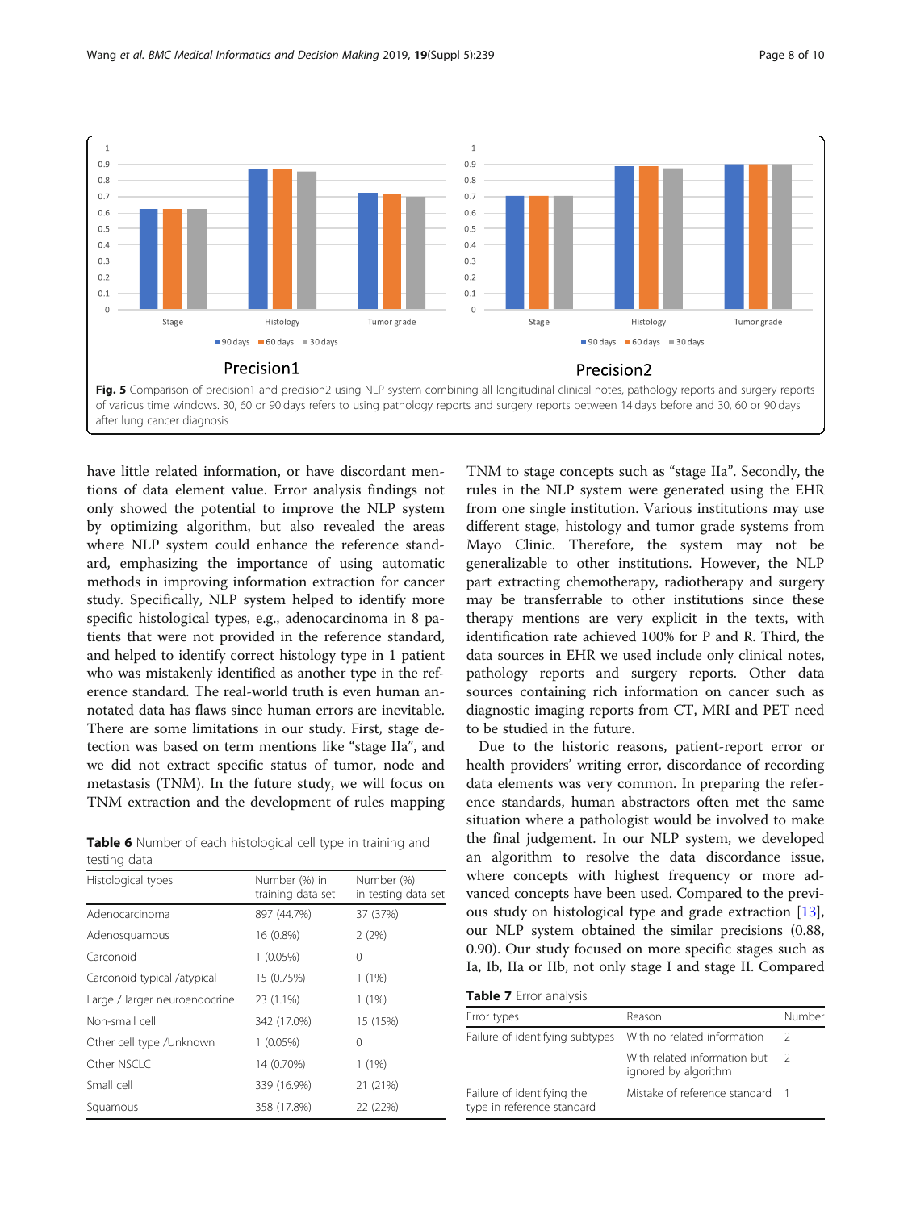Fig. 5 Comparison of precision1 and precision2 using NLP system combining all longitudinal clinical notes, pathology reports and surgery reports of various time windows. 30, 60 or 90 days refers to using pathology reports and surgery reports between 14 days before and 30, 60 or 90 days after lung cancer diagnosis

have little related information, or have discordant mentions of data element value. Error analysis findings not only showed the potential to improve the NLP system by optimizing algorithm, but also revealed the areas where NLP system could enhance the reference standard, emphasizing the importance of using automatic methods in improving information extraction for cancer study. Specifically, NLP system helped to identify more specific histological types, e.g., adenocarcinoma in 8 patients that were not provided in the reference standard, and helped to identify correct histology type in 1 patient who was mistakenly identified as another type in the reference standard. The real-world truth is even human annotated data has flaws since human errors are inevitable. There are some limitations in our study. First, stage detection was based on term mentions like "stage IIa", and we did not extract specific status of tumor, node and metastasis (TNM). In the future study, we will focus on TNM extraction and the development of rules mapping TNM to stage concepts such as "stage IIa". Secondly, the rules in the NLP system were generated using the EHR from one single institution. Various institutions may use different stage, histology and tumor grade systems from Mayo Clinic. Therefore, the system may not be generalizable to other institutions. However, the NLP part extracting chemotherapy, radiotherapy and surgery may be transferrable to other institutions since these therapy mentions are very explicit in the texts, with identification rate achieved 100% for P and R. Third, the data sources in EHR we used include only clinical notes, pathology reports and surgery reports. Other data sources containing rich information on cancer such as diagnostic imaging reports from CT, MRI and PET need to be studied in the future.

Due to the historic reasons, patient-report error or health providers' writing error, discordance of recording data elements was very common. In preparing the reference standards, human abstractors often met the same situation where a pathologist would be involved to make the final judgement. In our NLP system, we developed an algorithm to resolve the data discordance issue, where concepts with highest frequency or more advanced concepts have been used. Compared to the previous study on histological type and grade extraction [13], our NLP system obtained the similar precisions (0.88, 0.90). Our study focused on more specific stages such as Ia, Ib, IIa or IIb, not only stage I and stage II. Compared

**Table 6** Number of each histological cell type in training and testing data

| Histological types | Number (%) in training data set | Number (%) in testing data set |
|---|---|---|
| Adenocarcinoma | 897 (44.7%) | 37 (37%) |
| Adenosquamous | 16 (0.8%) | 2 (2%) |
| Carconoid | 1 (0.05%) | 0 |
| Carconoid typical /atypical | 15 (0.75%) | 1 (1%) |
| Large / larger neuroendocrine | 23 (1.1%) | 1 (1%) |
| Non-small cell | 342 (17.0%) | 15 (15%) |
| Other cell type /Unknown | 1 (0.05%) | 0 |
| Other NSCLC | 14 (0.70%) | 1 (1%) |
| Small cell | 339 (16.9%) | 21 (21%) |
| Squamous | 358 (17.8%) | 22 (22%) |

**Table 7** Error analysis

| Error types | Reason | Number |
|---|---|---|
| Failure of identifying subtypes | With no related information | 2 |
| | With related information but ignored by algorithm | 2 |
| Failure of identifying the type in reference standard | Mistake of reference standard | 1 |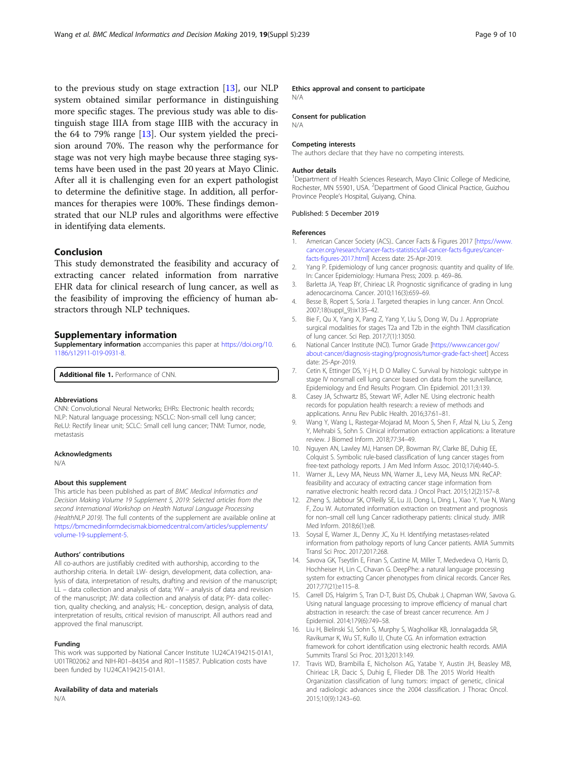to the previous study on stage extraction [13], our NLP system obtained similar performance in distinguishing more specific stages. The previous study was able to distinguish stage IIIA from stage IIIB with the accuracy in the 64 to 79% range [13]. Our system yielded the precision around 70%. The reason why the performance for stage was not very high maybe because three staging systems have been used in the past 20 years at Mayo Clinic. After all it is challenging even for an expert pathologist to determine the definitive stage. In addition, all performances for therapies were 100%. These findings demonstrated that our NLP rules and algorithms were effective in identifying data elements.

## Conclusion

This study demonstrated the feasibility and accuracy of extracting cancer related information from narrative EHR data for clinical research of lung cancer, as well as the feasibility of improving the efficiency of human abstractors through NLP techniques.

## Supplementary information

**Supplementary information** accompanies this paper at https://doi.org/10.1186/s12911-019-0931-8.

**Additional file 1.** Performance of CNN.

#### Abbreviations

CNN: Convolutional Neural Networks; EHRs: Electronic health records; NLP: Natural language processing; NSCLC: Non-small cell lung cancer; ReLU: Rectify linear unit; SCLC: Small cell lung cancer; TNM: Tumor, node, metastasis

#### Acknowledgments

N/A

#### About this supplement

This article has been published as part of *BMC Medical Informatics and Decision Making Volume 19 Supplement 5, 2019: Selected articles from the second International Workshop on Health Natural Language Processing (HealthNLP 2019)*. The full contents of the supplement are available online at https://bmcmedinformdecismak.biomedcentral.com/articles/supplements/volume-19-supplement-5.

#### Authors' contributions

All co-authors are justifiably credited with authorship, according to the authorship criteria. In detail: LW- design, development, data collection, analysis of data, interpretation of results, drafting and revision of the manuscript; LL – data collection and analysis of data; YW – analysis of data and revision of the manuscript; JW: data collection and analysis of data; PY- data collection, quality checking, and analysis; HL- conception, design, analysis of data, interpretation of results, critical revision of manuscript. All authors read and approved the final manuscript.

#### Funding

This work was supported by National Cancer Institute 1U24CA194215-01A1, U01TR02062 and NIH-R01–84354 and R01–115857. Publication costs have been funded by 1U24CA194215-01A1.

#### Availability of data and materials

N/A

#### Ethics approval and consent to participate

N/A

#### Consent for publication

N/A

#### Competing interests

The authors declare that they have no competing interests.

#### Author details

[1]Department of Health Sciences Research, Mayo Clinic College of Medicine, Rochester, MN 55901, USA. [2]Department of Good Clinical Practice, Guizhou Province People's Hospital, Guiyang, China.

Published: 5 December 2019

#### References

1. American Cancer Society (ACS).. Cancer Facts & Figures 2017 [https://www.cancer.org/research/cancer-facts-statistics/all-cancer-facts-figures/cancer-facts-figures-2017.html] Access date: 25-Apr-2019.
2. Yang P. Epidemiology of lung cancer prognosis: quantity and quality of life. In: Cancer Epidemiology: Humana Press; 2009. p. 469–86.
3. Barletta JA, Yeap BY, Chirieac LR. Prognostic significance of grading in lung adenocarcinoma. Cancer. 2010;116(3):659–69.
4. Besse B, Ropert S, Soria J. Targeted therapies in lung cancer. Ann Oncol. 2007;18(suppl_9):ix135–42.
5. Bie F, Qu X, Yang X, Pang Z, Yang Y, Liu S, Dong W, Du J. Appropriate surgical modalities for stages T2a and T2b in the eighth TNM classification of lung cancer. Sci Rep. 2017;7(1):13050.
6. National Cancer Institute (NCI). Tumor Grade [https://www.cancer.gov/about-cancer/diagnosis-staging/prognosis/tumor-grade-fact-sheet] Access date: 25-Apr-2019.
7. Cetin K, Ettinger DS, Y-j H, D O Malley C. Survival by histologic subtype in stage IV nonsmall cell lung cancer based on data from the surveillance, Epidemiology and End Results Program. Clin Epidemiol. 2011;3:139.
8. Casey JA, Schwartz BS, Stewart WF, Adler NE. Using electronic health records for population health research: a review of methods and applications. Annu Rev Public Health. 2016;37:61–81.
9. Wang Y, Wang L, Rastegar-Mojarad M, Moon S, Shen F, Afzal N, Liu S, Zeng Y, Mehrabi S, Sohn S. Clinical information extraction applications: a literature review. J Biomed Inform. 2018;77:34–49.
10. Nguyen AN, Lawley MJ, Hansen DP, Bowman RV, Clarke BE, Duhig EE, Colquist S. Symbolic rule-based classification of lung cancer stages from free-text pathology reports. J Am Med Inform Assoc. 2010;17(4):440–5.
11. Warner JL, Levy MA, Neuss MN, Warner JL, Levy MA, Neuss MN. ReCAP: feasibility and accuracy of extracting cancer stage information from narrative electronic health record data. J Oncol Pract. 2015;12(2):157–8.
12. Zheng S, Jabbour SK, O'Reilly SE, Lu JJ, Dong L, Ding L, Xiao Y, Yue N, Wang F, Zou W. Automated information extraction on treatment and prognosis for non–small cell lung Cancer radiotherapy patients: clinical study. JMIR Med Inform. 2018;6(1):e8.
13. Soysal E, Warner JL, Denny JC, Xu H. Identifying metastases-related information from pathology reports of lung Cancer patients. AMIA Summits Transl Sci Proc. 2017;2017:268.
14. Savova GK, Tseytlin E, Finan S, Castine M, Miller T, Medvedeva O, Harris D, Hochheiser H, Lin C, Chavan G. DeepPhe: a natural language processing system for extracting Cancer phenotypes from clinical records. Cancer Res. 2017;77(21):e115–8.
15. Carrell DS, Halgrim S, Tran D-T, Buist DS, Chubak J, Chapman WW, Savova G. Using natural language processing to improve efficiency of manual chart abstraction in research: the case of breast cancer recurrence. Am J Epidemiol. 2014;179(6):749–58.
16. Liu H, Bielinski SJ, Sohn S, Murphy S, Wagholikar KB, Jonnalagadda SR, Ravikumar K, Wu ST, Kullo IJ, Chute CG. An information extraction framework for cohort identification using electronic health records. AMIA Summits Transl Sci Proc. 2013;2013:149.
17. Travis WD, Brambilla E, Nicholson AG, Yatabe Y, Austin JH, Beasley MB, Chirieac LR, Dacic S, Duhig E, Flieder DB. The 2015 World Health Organization classification of lung tumors: impact of genetic, clinical and radiologic advances since the 2004 classification. J Thorac Oncol. 2015;10(9):1243–60.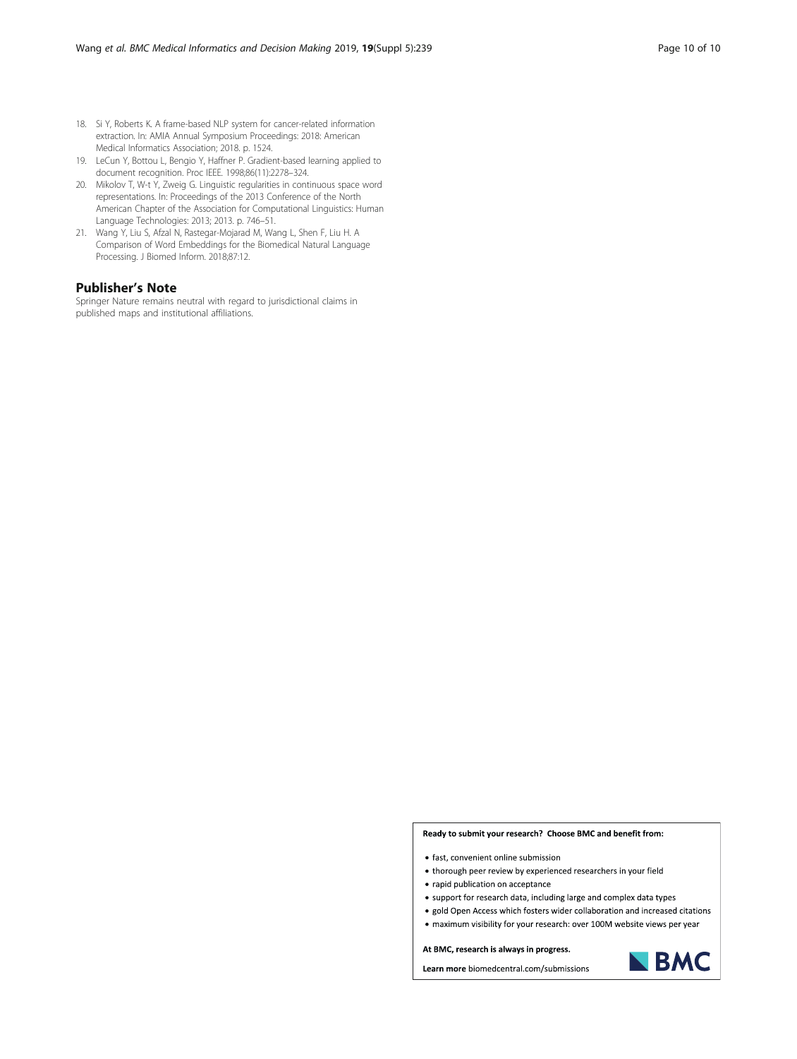18. Si Y, Roberts K. A frame-based NLP system for cancer-related information extraction. In: AMIA Annual Symposium Proceedings: 2018: American Medical Informatics Association; 2018. p. 1524.
19. LeCun Y, Bottou L, Bengio Y, Haffner P. Gradient-based learning applied to document recognition. Proc IEEE. 1998;86(11):2278–324.
20. Mikolov T, W-t Y, Zweig G. Linguistic regularities in continuous space word representations. In: Proceedings of the 2013 Conference of the North American Chapter of the Association for Computational Linguistics: Human Language Technologies: 2013; 2013. p. 746–51.
21. Wang Y, Liu S, Afzal N, Rastegar-Mojarad M, Wang L, Shen F, Liu H. A Comparison of Word Embeddings for the Biomedical Natural Language Processing. J Biomed Inform. 2018;87:12.

## Publisher's Note

Springer Nature remains neutral with regard to jurisdictional claims in published maps and institutional affiliations.

**Ready to submit your research? Choose BMC and benefit from:**

- fast, convenient online submission
- thorough peer review by experienced researchers in your field
- rapid publication on acceptance
- support for research data, including large and complex data types
- gold Open Access which fosters wider collaboration and increased citations
- maximum visibility for your research: over 100M website views per year

**At BMC, research is always in progress.**

**Learn more** biomedcentral.com/submissions

BMC